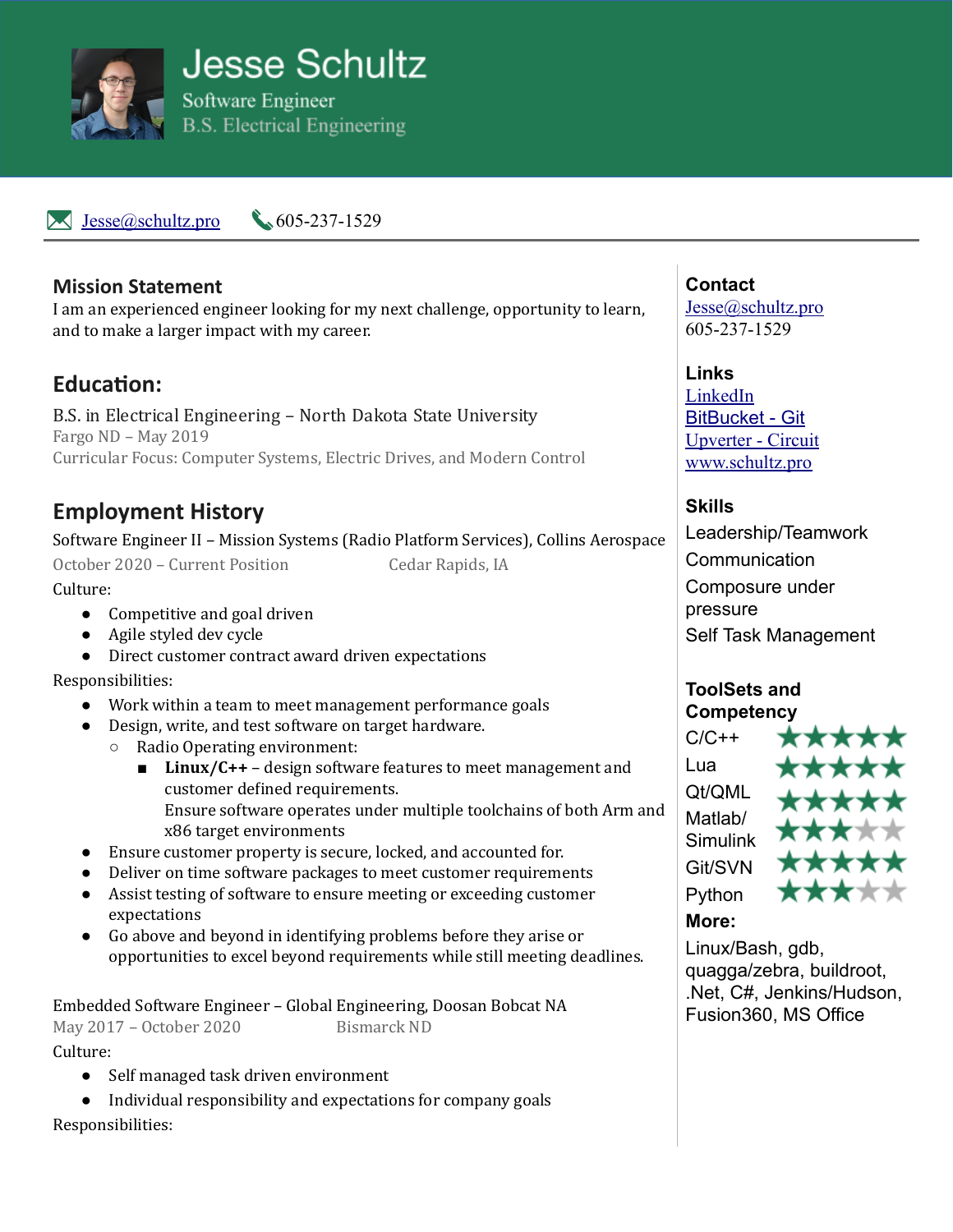# Jesse Schultz

Software Engineer
B.S. Electrical Engineering

Jesse@schultz.pro 605-237-1529

---

## Mission Statement

I am an experienced engineer looking for my next challenge, opportunity to learn, and to make a larger impact with my career.

## Education:

B.S. in Electrical Engineering – North Dakota State University
Fargo ND – May 2019
Curricular Focus: Computer Systems, Electric Drives, and Modern Control

## Employment History

Software Engineer II – Mission Systems (Radio Platform Services), Collins Aerospace
October 2020 – Current Position Cedar Rapids, IA

Culture:

- Competitive and goal driven
- Agile styled dev cycle
- Direct customer contract award driven expectations

Responsibilities:

- Work within a team to meet management performance goals
- Design, write, and test software on target hardware.
  - Radio Operating environment:
    - **Linux/C++** – design software features to meet management and customer defined requirements.
      Ensure software operates under multiple toolchains of both Arm and x86 target environments
- Ensure customer property is secure, locked, and accounted for.
- Deliver on time software packages to meet customer requirements
- Assist testing of software to ensure meeting or exceeding customer expectations
- Go above and beyond in identifying problems before they arise or opportunities to excel beyond requirements while still meeting deadlines.

Embedded Software Engineer – Global Engineering, Doosan Bobcat NA
May 2017 – October 2020 Bismarck ND

Culture:

- Self managed task driven environment
- Individual responsibility and expectations for company goals

Responsibilities:

### Contact

Jesse@schultz.pro
605-237-1529

### Links

LinkedIn
BitBucket - Git
Upverter - Circuit
www.schultz.pro

### Skills

Leadership/Teamwork
Communication
Composure under pressure
Self Task Management

### ToolSets and Competency

| Tool | Rating |
| --- | --- |
| C/C++ | ★★★★★ |
| Lua | ★★★★★ |
| Qt/QML | ★★★★★ |
| Matlab/Simulink | ★★★☆☆ |
| Git/SVN | ★★★★★ |
| Python | ★★★☆☆ |

### More:

Linux/Bash, gdb, quagga/zebra, buildroot, .Net, C#, Jenkins/Hudson, Fusion360, MS Office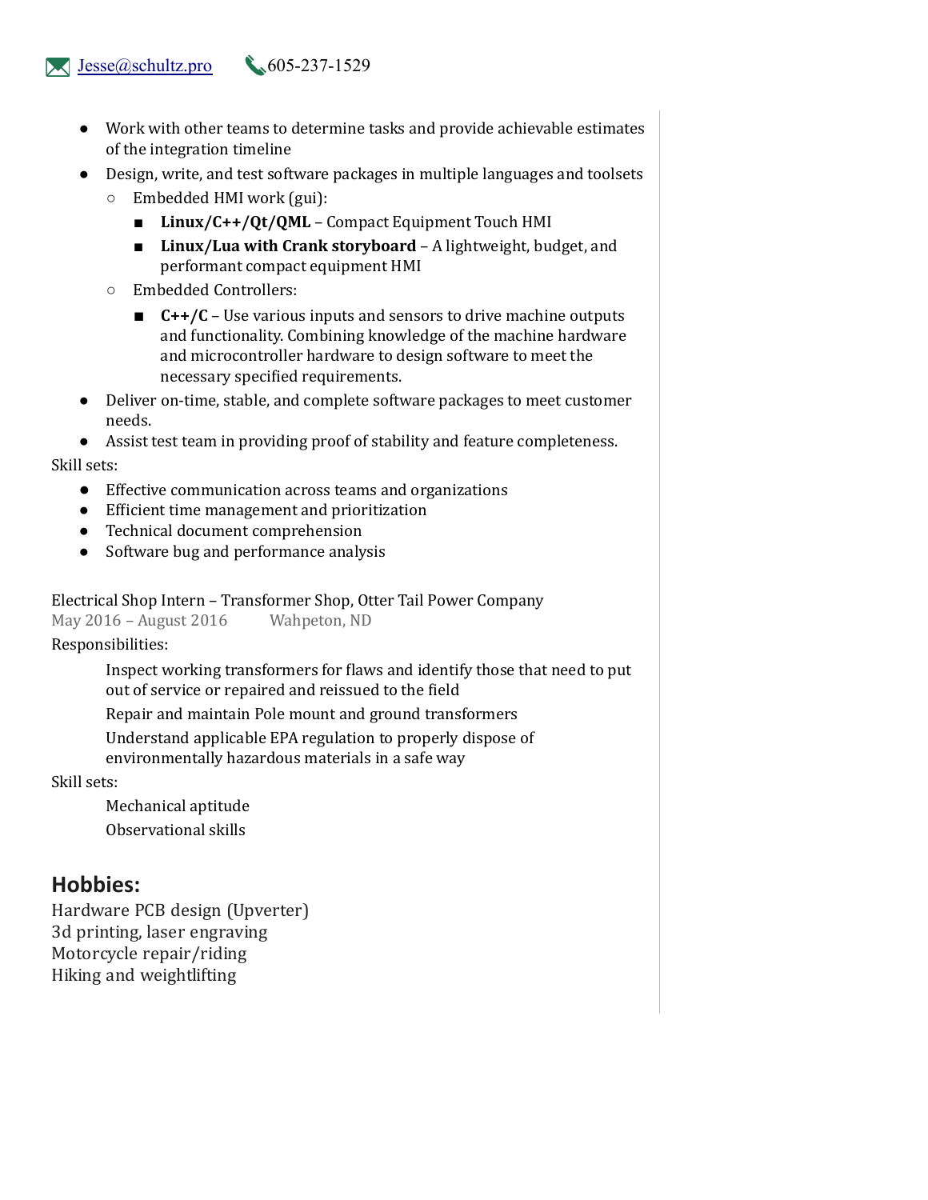Jesse@schultz.pro 605-237-1529

- Work with other teams to determine tasks and provide achievable estimates of the integration timeline
- Design, write, and test software packages in multiple languages and toolsets
  - Embedded HMI work (gui):
    - **Linux/C++/Qt/QML** – Compact Equipment Touch HMI
    - **Linux/Lua with Crank storyboard** – A lightweight, budget, and performant compact equipment HMI
  - Embedded Controllers:
    - **C++/C** – Use various inputs and sensors to drive machine outputs and functionality. Combining knowledge of the machine hardware and microcontroller hardware to design software to meet the necessary specified requirements.
- Deliver on-time, stable, and complete software packages to meet customer needs.
- Assist test team in providing proof of stability and feature completeness.

Skill sets:

- Effective communication across teams and organizations
- Efficient time management and prioritization
- Technical document comprehension
- Software bug and performance analysis

Electrical Shop Intern – Transformer Shop, Otter Tail Power Company
May 2016 – August 2016 Wahpeton, ND

Responsibilities:

Inspect working transformers for flaws and identify those that need to put out of service or repaired and reissued to the field

Repair and maintain Pole mount and ground transformers

Understand applicable EPA regulation to properly dispose of environmentally hazardous materials in a safe way

Skill sets:

Mechanical aptitude

Observational skills

## Hobbies:

Hardware PCB design (Upverter)
3d printing, laser engraving
Motorcycle repair/riding
Hiking and weightlifting